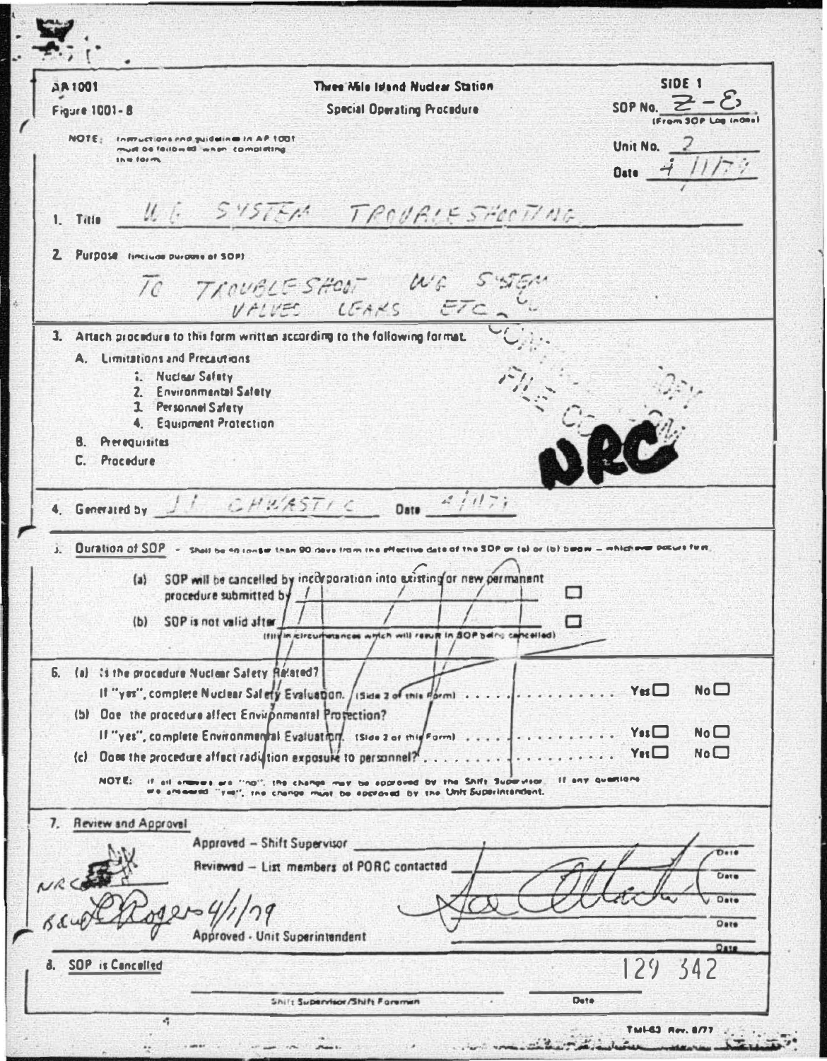AP 1001
Figure 1001-8

Three Mile Island Nuclear Station
Special Operating Procedure

SIDE 1

SOP No. Z-8
(From SOP Log Index)

NOTE: Instructions and guidelines in AP 1001 must be followed when completing the form.

Unit No. 2

Date 4/1/79

1. Title W.G. SYSTEM TROUBLESHOOTING

2. Purpose (include purpose of SOP)

TO TROUBLESHOOT W.G. SYSTEM VALVES LEAKS ETC.

3. Attach procedure to this form written according to the following format.

A. Limitations and Precautions
   1. Nuclear Safety
   2. Environmental Safety
   3. Personnel Safety
   4. Equipment Protection

B. Prerequisites

C. Procedure

CONTROLLED FILE COPY

NRC

4. Generated by J.J. CHWASTYK  Date 4/1/79

5. Duration of SOP - Shall be no longer than 90 days from the effective date of the SOP or (a) or (b) below — whichever occurs first.

(a) SOP will be cancelled by incorporation into existing or new permanent procedure submitted by ______ ☐

(b) SOP is not valid after ______ ☐
(fill in circumstances which will result in SOP being cancelled)

6. (a) Is the procedure Nuclear Safety Related?
If "yes", complete Nuclear Safety Evaluation. (Side 2 of this Form) ........ Yes ☐ No ☐

(b) Does the procedure affect Environmental Protection?
If "yes", complete Environmental Evaluation. (Side 2 of this Form) ........ Yes ☐ No ☐

(c) Does the procedure affect radiation exposure to personnel? ........ Yes ☐ No ☐

NOTE: If all answers are "no", the change may be approved by the Shift Supervisor. If any questions are answered "yes", the change must be approved by the Unit Superintendent.

7. Review and Approval

Approved – Shift Supervisor ______ Date

Reviewed – List members of PORC contacted ______ Date

NRC ______ Date

B&W L. Rogers 4/1/79 ______ Date

Approved - Unit Superintendent ______ Date

8. SOP is Cancelled

Shift Supervisor/Shift Foreman ______ Date

129 342

TMI-63 Rev. 8/77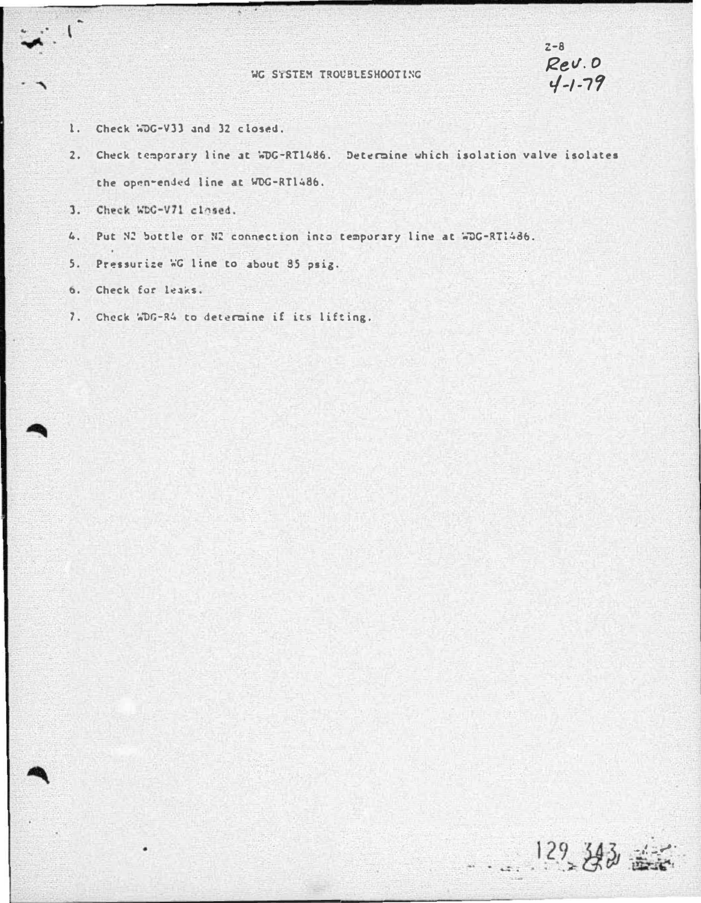## WG SYSTEM TROUBLESHOOTING

Z-8
Rev. 0
4-1-79

1. Check WDG-V33 and 32 closed.
2. Check temporary line at WDG-RT1486. Determine which isolation valve isolates the open-ended line at WDG-RT1486.
3. Check WDG-V71 closed.
4. Put $N_2$ bottle or $N_2$ connection into temporary line at WDG-RT1486.
5. Pressurize WG line to about 85 psig.
6. Check for leaks.
7. Check WDG-R4 to determine if its lifting.